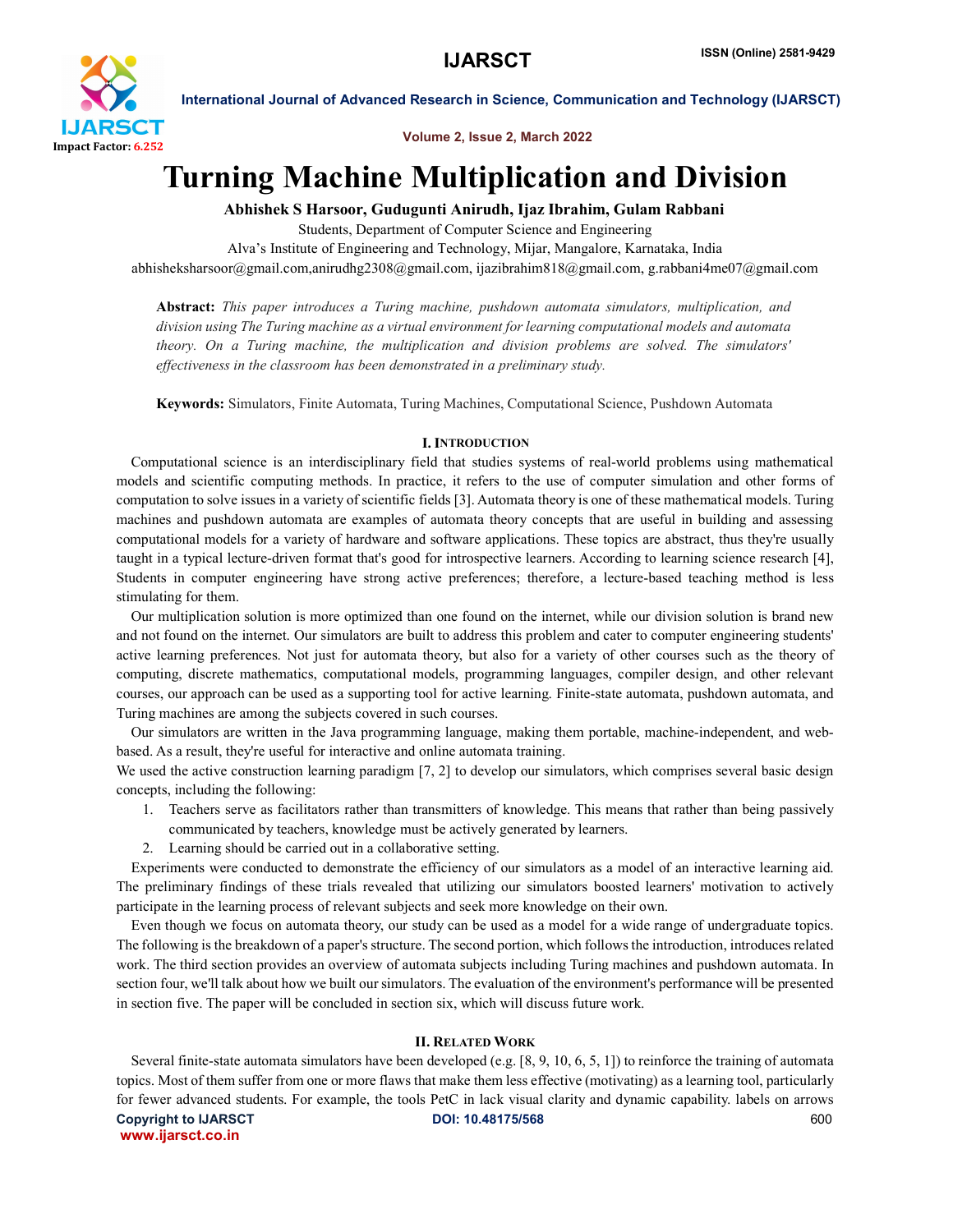# Turning Machine Multiplication and Division

**Abhishek S Harsoor, Gudugunti Anirudh, Ijaz Ibrahim, Gulam Rabbani**

Students, Department of Computer Science and Engineering

Alva's Institute of Engineering and Technology, Mijar, Mangalore, Karnataka, India

abhisheksharsoor@gmail.com,anirudhg2308@gmail.com, ijazibrahim818@gmail.com, g.rabbani4me07@gmail.com

**Abstract:** *This paper introduces a Turing machine, pushdown automata simulators, multiplication, and division using The Turing machine as a virtual environment for learning computational models and automata theory. On a Turing machine, the multiplication and division problems are solved. The simulators' effectiveness in the classroom has been demonstrated in a preliminary study.*

**Keywords:** Simulators, Finite Automata, Turing Machines, Computational Science, Pushdown Automata

## I. Introduction

Computational science is an interdisciplinary field that studies systems of real-world problems using mathematical models and scientific computing methods. In practice, it refers to the use of computer simulation and other forms of computation to solve issues in a variety of scientific fields [3]. Automata theory is one of these mathematical models. Turing machines and pushdown automata are examples of automata theory concepts that are useful in building and assessing computational models for a variety of hardware and software applications. These topics are abstract, thus they're usually taught in a typical lecture-driven format that's good for introspective learners. According to learning science research [4], Students in computer engineering have strong active preferences; therefore, a lecture-based teaching method is less stimulating for them.

Our multiplication solution is more optimized than one found on the internet, while our division solution is brand new and not found on the internet. Our simulators are built to address this problem and cater to computer engineering students' active learning preferences. Not just for automata theory, but also for a variety of other courses such as the theory of computing, discrete mathematics, computational models, programming languages, compiler design, and other relevant courses, our approach can be used as a supporting tool for active learning. Finite-state automata, pushdown automata, and Turing machines are among the subjects covered in such courses.

Our simulators are written in the Java programming language, making them portable, machine-independent, and web-based. As a result, they're useful for interactive and online automata training.

We used the active construction learning paradigm [7, 2] to develop our simulators, which comprises several basic design concepts, including the following:

1. Teachers serve as facilitators rather than transmitters of knowledge. This means that rather than being passively communicated by teachers, knowledge must be actively generated by learners.
2. Learning should be carried out in a collaborative setting.

Experiments were conducted to demonstrate the efficiency of our simulators as a model of an interactive learning aid. The preliminary findings of these trials revealed that utilizing our simulators boosted learners' motivation to actively participate in the learning process of relevant subjects and seek more knowledge on their own.

Even though we focus on automata theory, our study can be used as a model for a wide range of undergraduate topics. The following is the breakdown of a paper's structure. The second portion, which follows the introduction, introduces related work. The third section provides an overview of automata subjects including Turing machines and pushdown automata. In section four, we'll talk about how we built our simulators. The evaluation of the environment's performance will be presented in section five. The paper will be concluded in section six, which will discuss future work.

## II. Related Work

Several finite-state automata simulators have been developed (e.g. [8, 9, 10, 6, 5, 1]) to reinforce the training of automata topics. Most of them suffer from one or more flaws that make them less effective (motivating) as a learning tool, particularly for fewer advanced students. For example, the tools PetC in lack visual clarity and dynamic capability. labels on arrows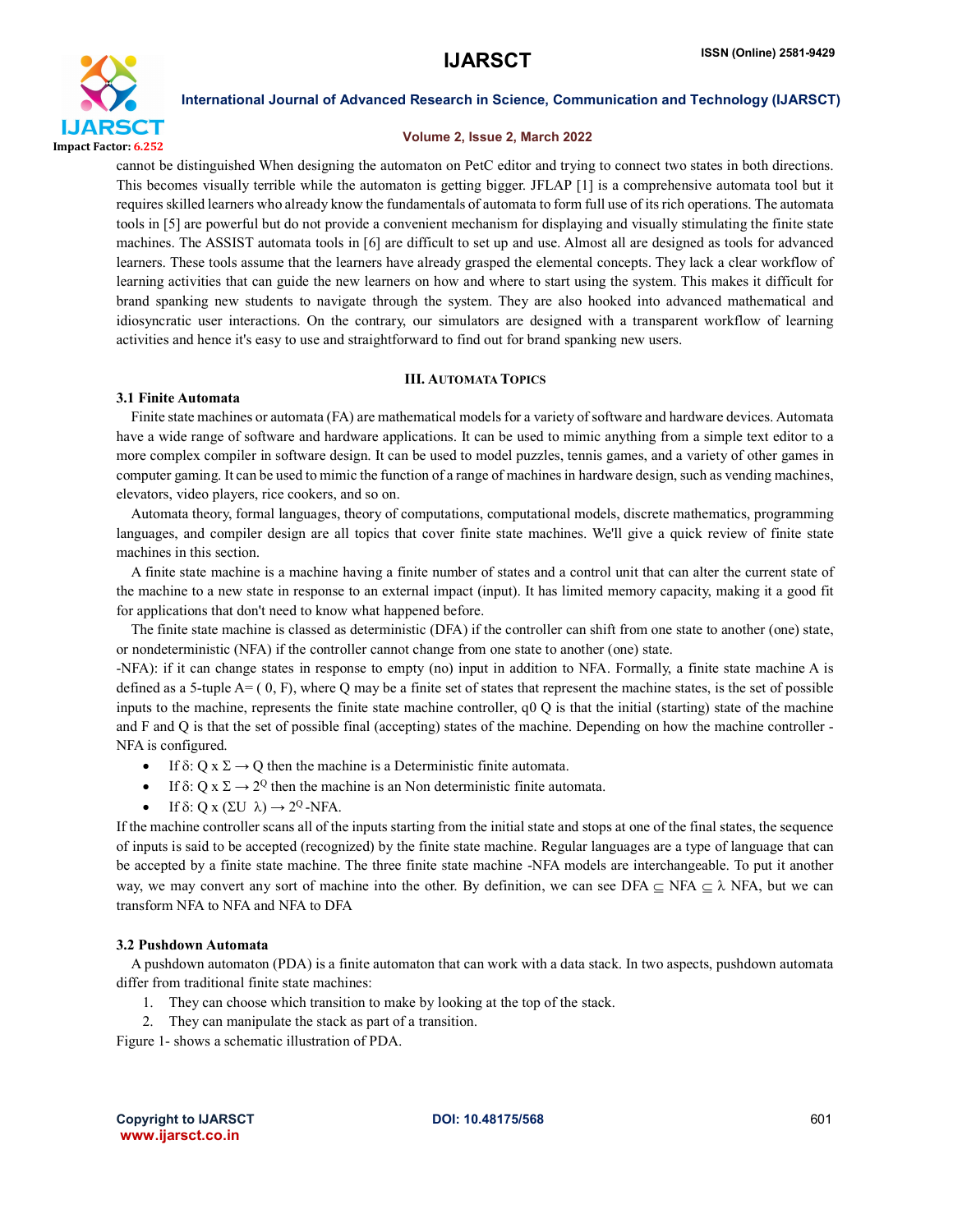cannot be distinguished When designing the automaton on PetC editor and trying to connect two states in both directions. This becomes visually terrible while the automaton is getting bigger. JFLAP [1] is a comprehensive automata tool but it requires skilled learners who already know the fundamentals of automata to form full use of its rich operations. The automata tools in [5] are powerful but do not provide a convenient mechanism for displaying and visually stimulating the finite state machines. The ASSIST automata tools in [6] are difficult to set up and use. Almost all are designed as tools for advanced learners. These tools assume that the learners have already grasped the elemental concepts. They lack a clear workflow of learning activities that can guide the new learners on how and where to start using the system. This makes it difficult for brand spanking new students to navigate through the system. They are also hooked into advanced mathematical and idiosyncratic user interactions. On the contrary, our simulators are designed with a transparent workflow of learning activities and hence it's easy to use and straightforward to find out for brand spanking new users.

## III. Automata Topics

### 3.1 Finite Automata

Finite state machines or automata (FA) are mathematical models for a variety of software and hardware devices. Automata have a wide range of software and hardware applications. It can be used to mimic anything from a simple text editor to a more complex compiler in software design. It can be used to model puzzles, tennis games, and a variety of other games in computer gaming. It can be used to mimic the function of a range of machines in hardware design, such as vending machines, elevators, video players, rice cookers, and so on.

Automata theory, formal languages, theory of computations, computational models, discrete mathematics, programming languages, and compiler design are all topics that cover finite state machines. We'll give a quick review of finite state machines in this section.

A finite state machine is a machine having a finite number of states and a control unit that can alter the current state of the machine to a new state in response to an external impact (input). It has limited memory capacity, making it a good fit for applications that don't need to know what happened before.

The finite state machine is classed as deterministic (DFA) if the controller can shift from one state to another (one) state, or nondeterministic (NFA) if the controller cannot change from one state to another (one) state.
-NFA): if it can change states in response to empty (no) input in addition to NFA. Formally, a finite state machine A is defined as a 5-tuple A= ( 0, F), where Q may be a finite set of states that represent the machine states, is the set of possible inputs to the machine, represents the finite state machine controller, q0 Q is that the initial (starting) state of the machine and F and Q is that the set of possible final (accepting) states of the machine. Depending on how the machine controller -NFA is configured.

- If $\delta$: Q x $\Sigma \rightarrow$ Q then the machine is a Deterministic finite automata.
- If $\delta$: Q x $\Sigma \rightarrow 2^Q$ then the machine is an Non deterministic finite automata.
- If $\delta$: Q x ($\Sigma$U $\lambda$) $\rightarrow 2^Q$ -NFA.

If the machine controller scans all of the inputs starting from the initial state and stops at one of the final states, the sequence of inputs is said to be accepted (recognized) by the finite state machine. Regular languages are a type of language that can be accepted by a finite state machine. The three finite state machine -NFA models are interchangeable. To put it another way, we may convert any sort of machine into the other. By definition, we can see DFA $\subseteq$ NFA $\subseteq$ $\lambda$ NFA, but we can transform NFA to NFA and NFA to DFA

### 3.2 Pushdown Automata

A pushdown automaton (PDA) is a finite automaton that can work with a data stack. In two aspects, pushdown automata differ from traditional finite state machines:

1. They can choose which transition to make by looking at the top of the stack.
2. They can manipulate the stack as part of a transition.

Figure 1- shows a schematic illustration of PDA.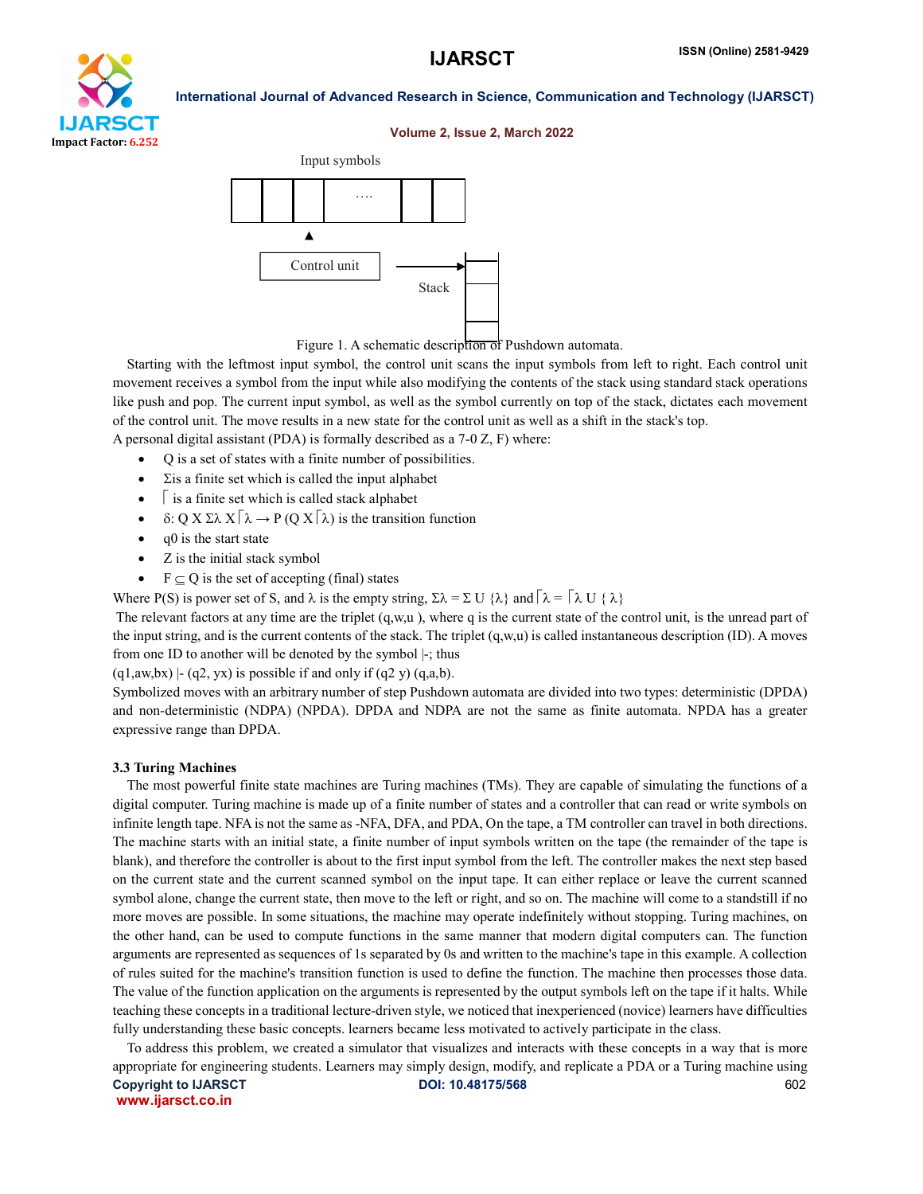Input symbols

Control unit

Stack

Figure 1. A schematic description of Pushdown automata.

Starting with the leftmost input symbol, the control unit scans the input symbols from left to right. Each control unit movement receives a symbol from the input while also modifying the contents of the stack using standard stack operations like push and pop. The current input symbol, as well as the symbol currently on top of the stack, dictates each movement of the control unit. The move results in a new state for the control unit as well as a shift in the stack's top.

A personal digital assistant (PDA) is formally described as a 7-0 Z, F) where:

- Q is a set of states with a finite number of possibilities.
- Σis a finite set which is called the input alphabet
- ⌈ is a finite set which is called stack alphabet
- $\delta$: Q X $\Sigma\lambda$ X⌈$\lambda \rightarrow$ P (Q X⌈$\lambda$) is the transition function
- q0 is the start state
- Z is the initial stack symbol
- F $\subseteq$ Q is the set of accepting (final) states

Where P(S) is power set of S, and $\lambda$ is the empty string, $\Sigma\lambda = \Sigma \cup \{\lambda\}$ and ⌈$\lambda$ = ⌈$\lambda$ U { $\lambda$}

The relevant factors at any time are the triplet (q,w,u ), where q is the current state of the control unit, is the unread part of the input string, and is the current contents of the stack. The triplet (q,w,u) is called instantaneous description (ID). A moves from one ID to another will be denoted by the symbol |-; thus

(q1,aw,bx) |- (q2, yx) is possible if and only if (q2 y) (q,a,b).

Symbolized moves with an arbitrary number of step Pushdown automata are divided into two types: deterministic (DPDA) and non-deterministic (NDPA) (NPDA). DPDA and NDPA are not the same as finite automata. NPDA has a greater expressive range than DPDA.

### 3.3 Turing Machines

The most powerful finite state machines are Turing machines (TMs). They are capable of simulating the functions of a digital computer. Turing machine is made up of a finite number of states and a controller that can read or write symbols on infinite length tape. NFA is not the same as -NFA, DFA, and PDA, On the tape, a TM controller can travel in both directions. The machine starts with an initial state, a finite number of input symbols written on the tape (the remainder of the tape is blank), and therefore the controller is about to the first input symbol from the left. The controller makes the next step based on the current state and the current scanned symbol on the input tape. It can either replace or leave the current scanned symbol alone, change the current state, then move to the left or right, and so on. The machine will come to a standstill if no more moves are possible. In some situations, the machine may operate indefinitely without stopping. Turing machines, on the other hand, can be used to compute functions in the same manner that modern digital computers can. The function arguments are represented as sequences of 1s separated by 0s and written to the machine's tape in this example. A collection of rules suited for the machine's transition function is used to define the function. The machine then processes those data. The value of the function application on the arguments is represented by the output symbols left on the tape if it halts. While teaching these concepts in a traditional lecture-driven style, we noticed that inexperienced (novice) learners have difficulties fully understanding these basic concepts. learners became less motivated to actively participate in the class.

To address this problem, we created a simulator that visualizes and interacts with these concepts in a way that is more appropriate for engineering students. Learners may simply design, modify, and replicate a PDA or a Turing machine using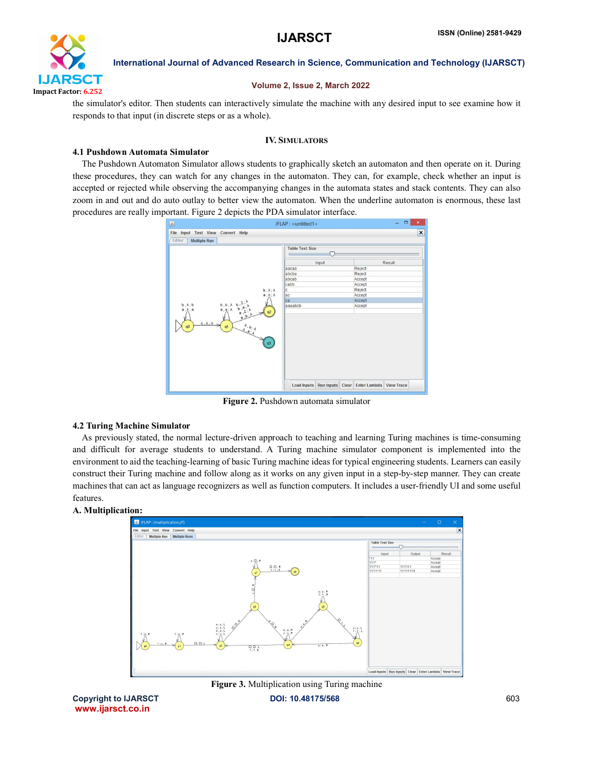the simulator's editor. Then students can interactively simulate the machine with any desired input to see examine how it responds to that input (in discrete steps or as a whole).

## IV. SIMULATORS

### 4.1 Pushdown Automata Simulator

The Pushdown Automaton Simulator allows students to graphically sketch an automaton and then operate on it. During these procedures, they can watch for any changes in the automaton. They can, for example, check whether an input is accepted or rejected while observing the accompanying changes in the automata states and stack contents. They can also zoom in and out and do auto outlay to better view the automaton. When the underline automaton is enormous, these last procedures are really important. Figure 2 depicts the PDA simulator interface.

**Figure 2.** Pushdown automata simulator

### 4.2 Turing Machine Simulator

As previously stated, the normal lecture-driven approach to teaching and learning Turing machines is time-consuming and difficult for average students to understand. A Turing machine simulator component is implemented into the environment to aid the teaching-learning of basic Turing machine ideas for typical engineering students. Learners can easily construct their Turing machine and follow along as it works on any given input in a step-by-step manner. They can create machines that can act as language recognizers as well as function computers. It includes a user-friendly UI and some useful features.

**A. Multiplication:**

**Figure 3.** Multiplication using Turing machine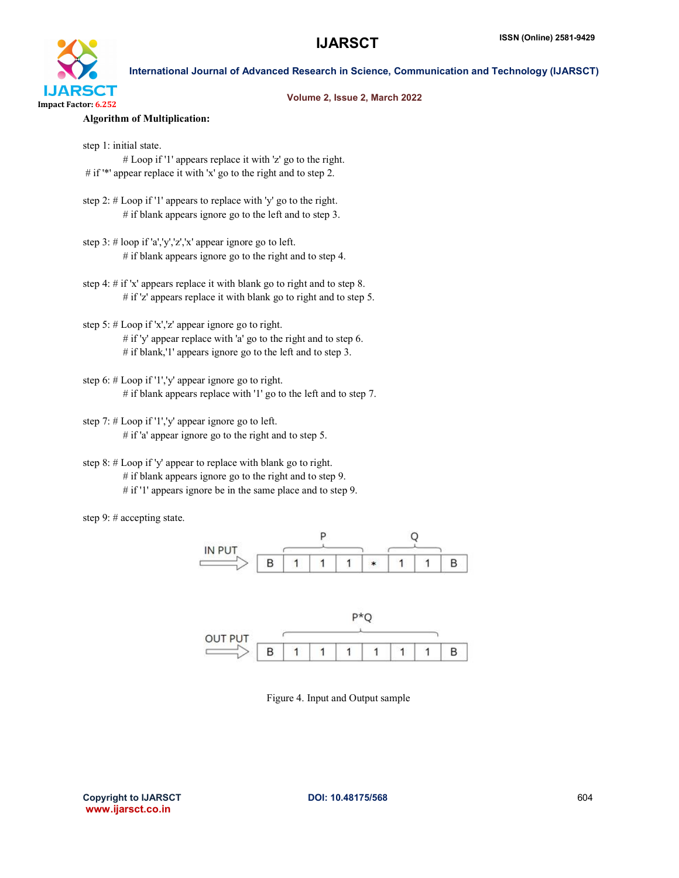**Algorithm of Multiplication:**

step 1: initial state.
# Loop if '1' appears replace it with 'z' go to the right.
# if '*' appear replace it with 'x' go to the right and to step 2.

step 2: # Loop if '1' appears to replace with 'y' go to the right.
# if blank appears ignore go to the left and to step 3.

step 3: # loop if 'a','y','z','x' appear ignore go to left.
# if blank appears ignore go to the right and to step 4.

step 4: # if 'x' appears replace it with blank go to right and to step 8.
# if 'z' appears replace it with blank go to right and to step 5.

step 5: # Loop if 'x','z' appear ignore go to right.
# if 'y' appear replace with 'a' go to the right and to step 6.
# if blank,'1' appears ignore go to the left and to step 3.

step 6: # Loop if '1','y' appear ignore go to right.
# if blank appears replace with '1' go to the left and to step 7.

step 7: # Loop if '1','y' appear ignore go to left.
# if 'a' appear ignore go to the right and to step 5.

step 8: # Loop if 'y' appear to replace with blank go to right.
# if blank appears ignore go to the right and to step 9.
# if '1' appears ignore be in the same place and to step 9.

step 9: # accepting state.

IN PUT (P = 1 1 1, Q = 1 1)

| B | 1 | 1 | 1 | * | 1 | 1 | B |
|---|---|---|---|---|---|---|---|

OUT PUT (P*Q)

| B | 1 | 1 | 1 | 1 | 1 | 1 | B |
|---|---|---|---|---|---|---|---|

Figure 4. Input and Output sample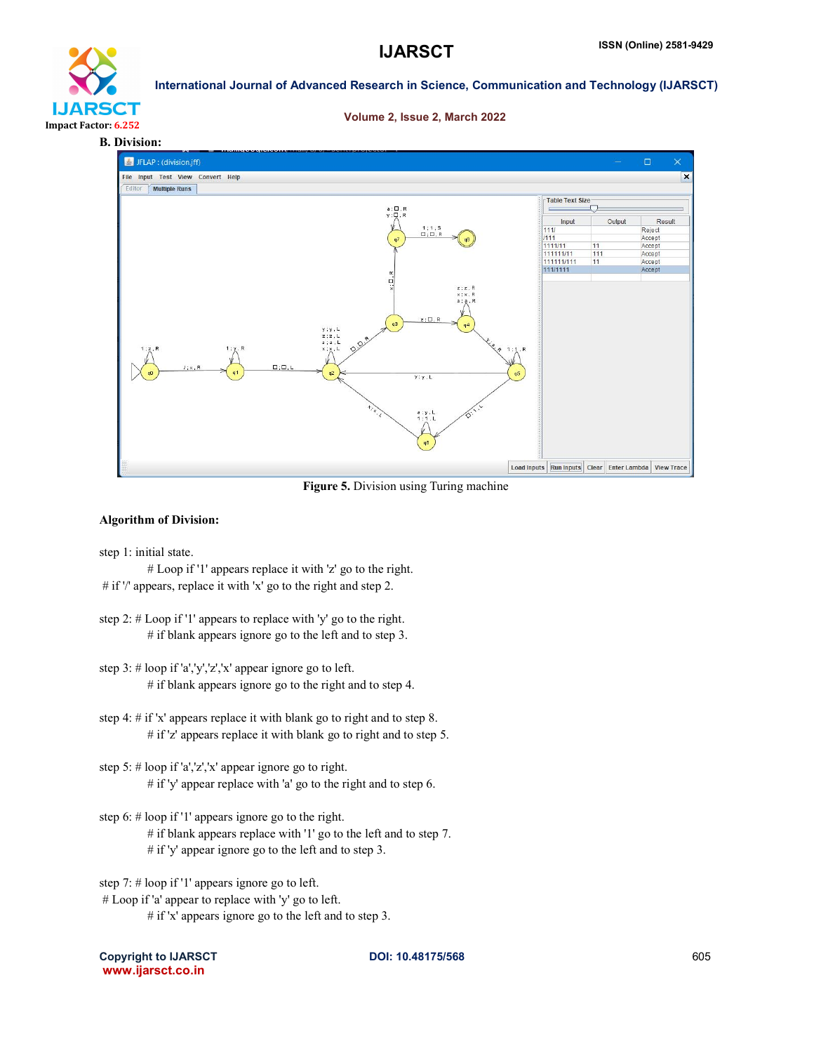### B. Division:

**Figure 5.** Division using Turing machine

**Algorithm of Division:**

step 1: initial state.

# Loop if '1' appears replace it with 'z' go to the right.
# if '/' appears, replace it with 'x' go to the right and step 2.

step 2: # Loop if '1' appears to replace with 'y' go to the right.
# if blank appears ignore go to the left and to step 3.

step 3: # loop if 'a','y','z','x' appear ignore go to left.
# if blank appears ignore go to the right and to step 4.

step 4: # if 'x' appears replace it with blank go to right and to step 8.
# if 'z' appears replace it with blank go to right and to step 5.

step 5: # loop if 'a','z','x' appear ignore go to right.
# if 'y' appear replace with 'a' go to the right and to step 6.

step 6: # loop if '1' appears ignore go to the right.
# if blank appears replace with '1' go to the left and to step 7.
# if 'y' appear ignore go to the left and to step 3.

step 7: # loop if '1' appears ignore go to left.
# Loop if 'a' appear to replace with 'y' go to left.
# if 'x' appears ignore go to the left and to step 3.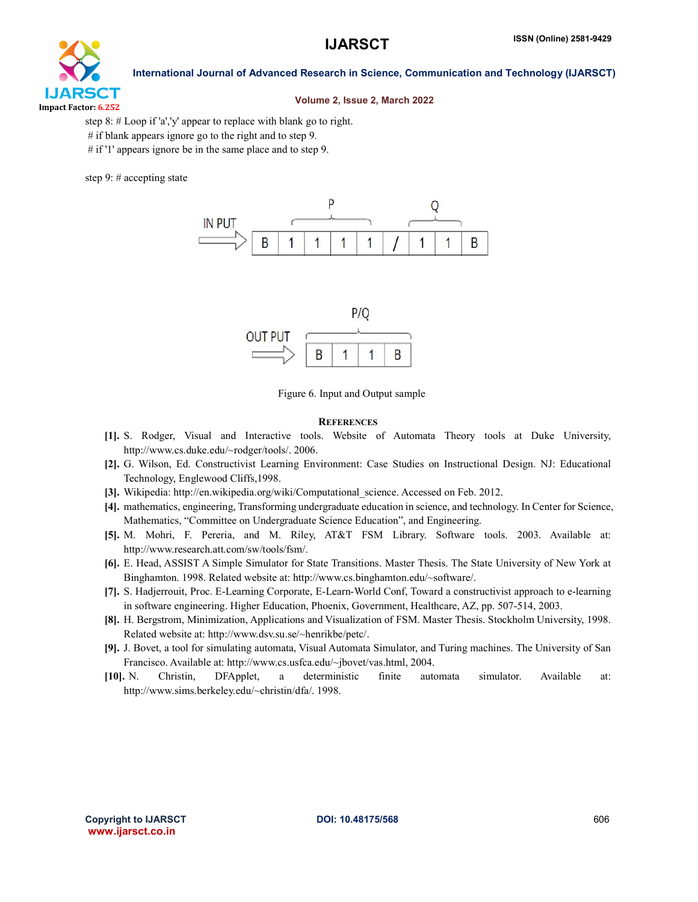step 8: # Loop if 'a','y' appear to replace with blank go to right.
# if blank appears ignore go to the right and to step 9.
# if '1' appears ignore be in the same place and to step 9.

step 9: # accepting state

P

Q

IN PUT

B 1 1 1 1 / 1 1 B

P/Q

OUT PUT

B 1 1 B

Figure 6. Input and Output sample

## REFERENCES

[1]. S. Rodger, Visual and Interactive tools. Website of Automata Theory tools at Duke University, http://www.cs.duke.edu/~rodger/tools/. 2006.

[2]. G. Wilson, Ed. Constructivist Learning Environment: Case Studies on Instructional Design. NJ: Educational Technology, Englewood Cliffs,1998.

[3]. Wikipedia: http://en.wikipedia.org/wiki/Computational_science. Accessed on Feb. 2012.

[4]. mathematics, engineering, Transforming undergraduate education in science, and technology. In Center for Science, Mathematics, "Committee on Undergraduate Science Education", and Engineering.

[5]. M. Mohri, F. Pereria, and M. Riley, AT&T FSM Library. Software tools. 2003. Available at: http://www.research.att.com/sw/tools/fsm/.

[6]. E. Head, ASSIST A Simple Simulator for State Transitions. Master Thesis. The State University of New York at Binghamton. 1998. Related website at: http://www.cs.binghamton.edu/~software/.

[7]. S. Hadjerrouit, Proc. E-Learning Corporate, E-Learn-World Conf, Toward a constructivist approach to e-learning in software engineering. Higher Education, Phoenix, Government, Healthcare, AZ, pp. 507-514, 2003.

[8]. H. Bergstrom, Minimization, Applications and Visualization of FSM. Master Thesis. Stockholm University, 1998. Related website at: http://www.dsv.su.se/~henrikbe/petc/.

[9]. J. Bovet, a tool for simulating automata, Visual Automata Simulator, and Turing machines. The University of San Francisco. Available at: http://www.cs.usfca.edu/~jbovet/vas.html, 2004.

[10]. N. Christin, DFApplet, a deterministic finite automata simulator. Available at: http://www.sims.berkeley.edu/~christin/dfa/. 1998.